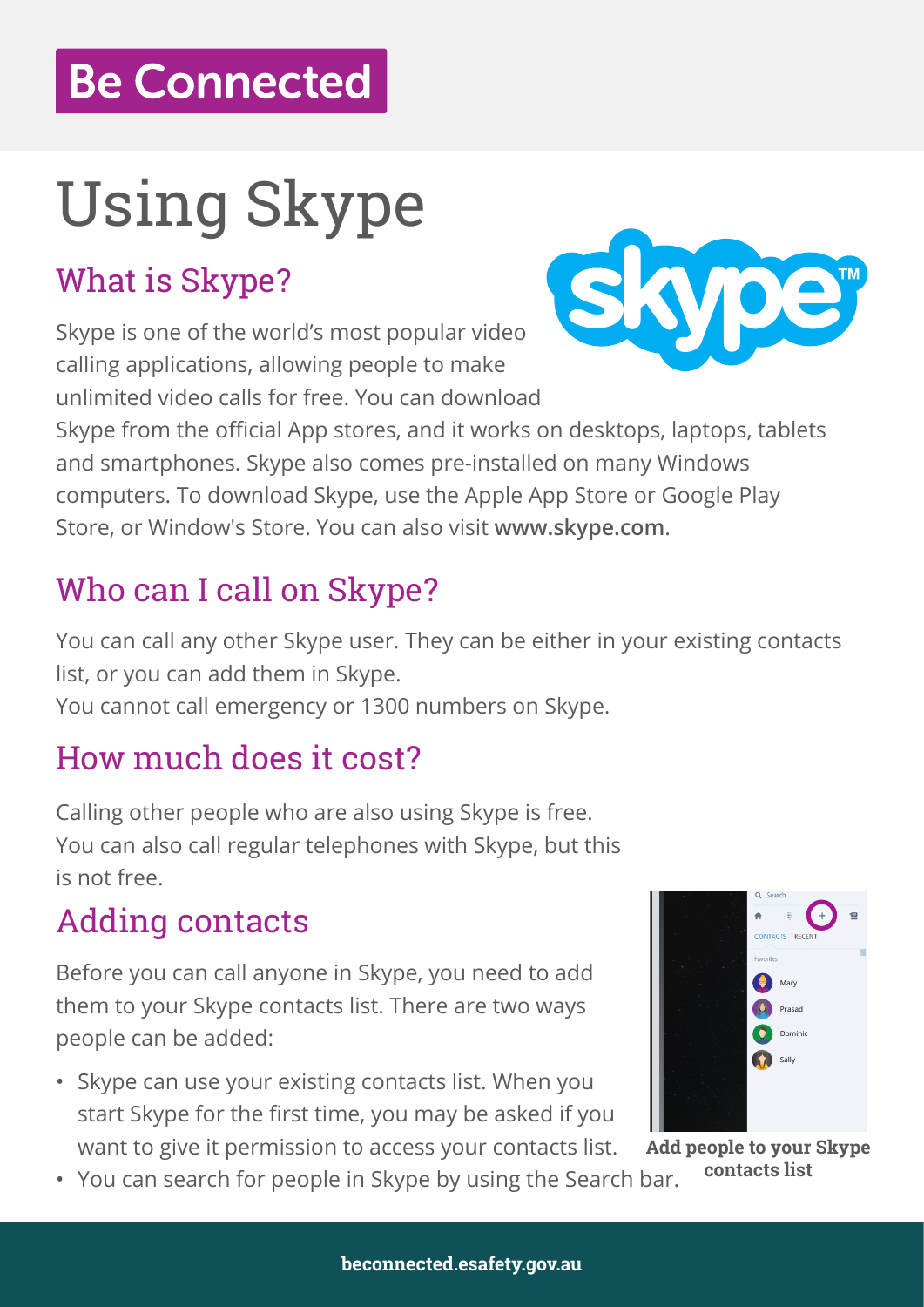Be Connected

# Using Skype

## What is Skype?

Skype is one of the world's most popular video calling applications, allowing people to make unlimited video calls for free. You can download Skype from the official App stores, and it works on desktops, laptops, tablets and smartphones. Skype also comes pre-installed on many Windows computers. To download Skype, use the Apple App Store or Google Play Store, or Window's Store. You can also visit **www.skype.com**.

## Who can I call on Skype?

You can call any other Skype user. They can be either in your existing contacts list, or you can add them in Skype.
You cannot call emergency or 1300 numbers on Skype.

## How much does it cost?

Calling other people who are also using Skype is free. You can also call regular telephones with Skype, but this is not free.

## Adding contacts

Before you can call anyone in Skype, you need to add them to your Skype contacts list. There are two ways people can be added:

- Skype can use your existing contacts list. When you start Skype for the first time, you may be asked if you want to give it permission to access your contacts list.
- You can search for people in Skype by using the Search bar.

**Add people to your Skype contacts list**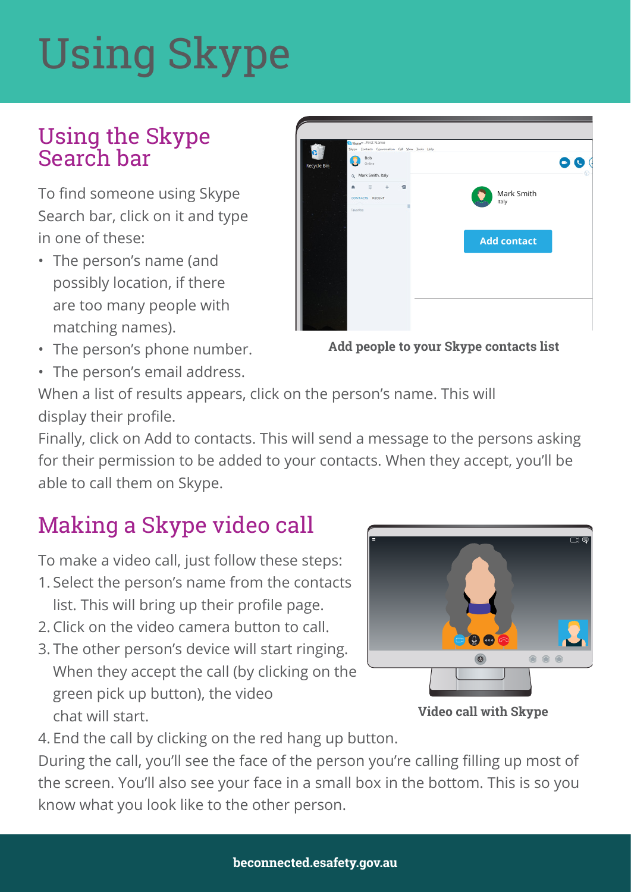# Using Skype

## Using the Skype Search bar

To find someone using Skype Search bar, click on it and type in one of these:

- The person's name (and possibly location, if there are too many people with matching names).
- The person's phone number.
- The person's email address.

Add people to your Skype contacts list

When a list of results appears, click on the person's name. This will display their profile.

Finally, click on Add to contacts. This will send a message to the persons asking for their permission to be added to your contacts. When they accept, you'll be able to call them on Skype.

## Making a Skype video call

To make a video call, just follow these steps:

1. Select the person's name from the contacts list. This will bring up their profile page.
2. Click on the video camera button to call.
3. The other person's device will start ringing. When they accept the call (by clicking on the green pick up button), the video chat will start.
4. End the call by clicking on the red hang up button.

Video call with Skype

During the call, you'll see the face of the person you're calling filling up most of the screen. You'll also see your face in a small box in the bottom. This is so you know what you look like to the other person.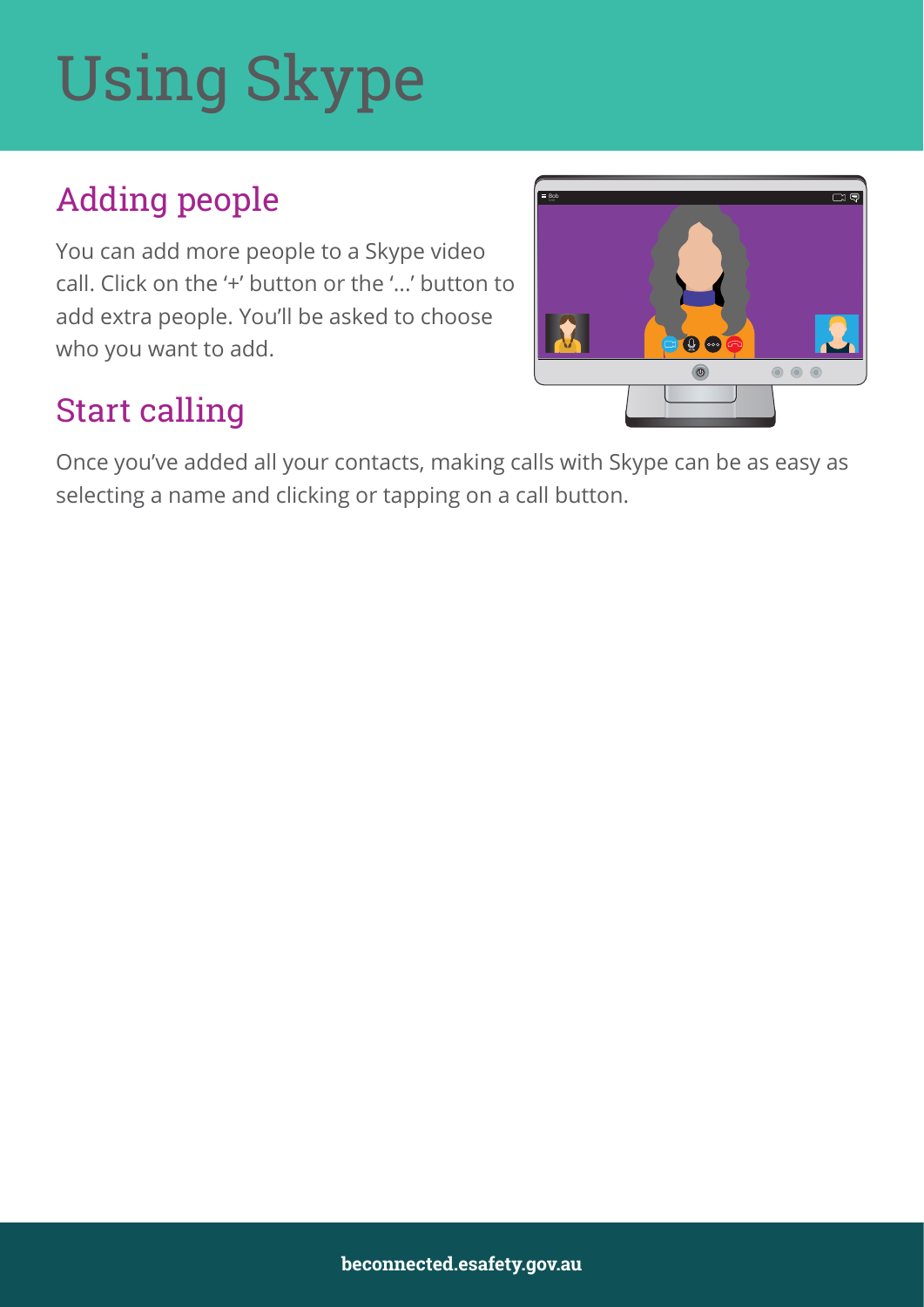# Using Skype

## Adding people

You can add more people to a Skype video call. Click on the '+' button or the '...' button to add extra people. You'll be asked to choose who you want to add.

## Start calling

Once you've added all your contacts, making calls with Skype can be as easy as selecting a name and clicking or tapping on a call button.